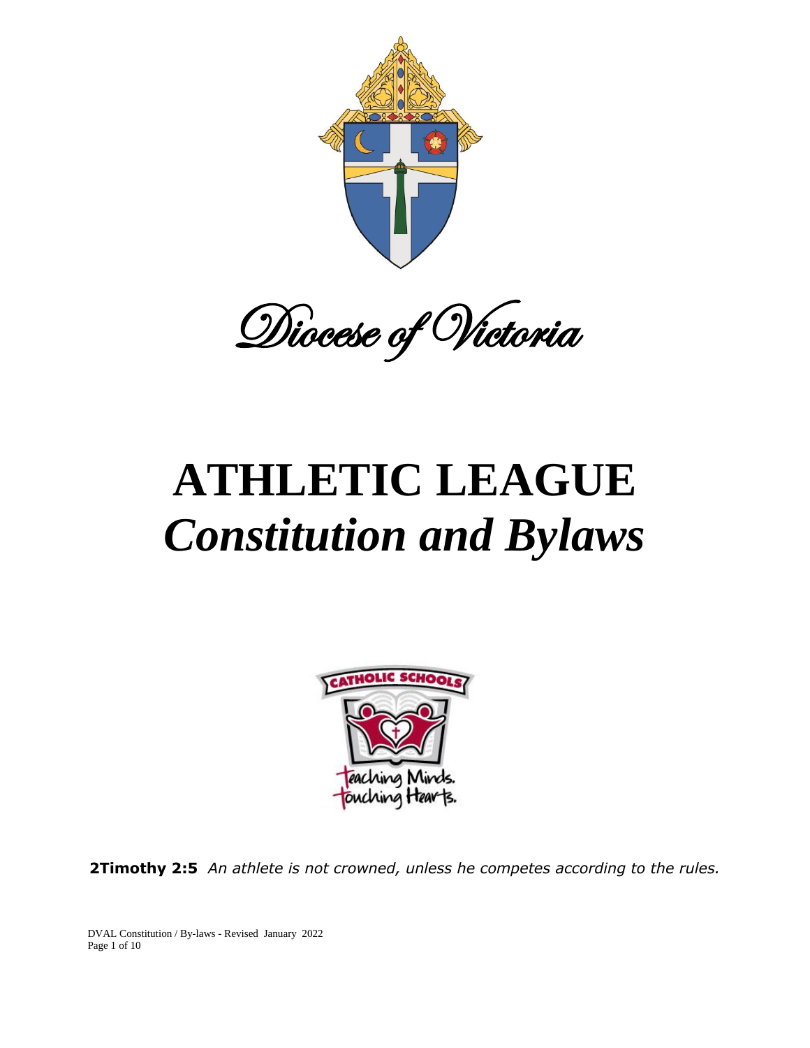Diocese of Victoria

# ATHLETIC LEAGUE

# *Constitution and Bylaws*

CATHOLIC SCHOOLS

Teaching Minds.
Touching Hearts.

**2Timothy 2:5** *An athlete is not crowned, unless he competes according to the rules.*

DVAL Constitution / By-laws - Revised January 2022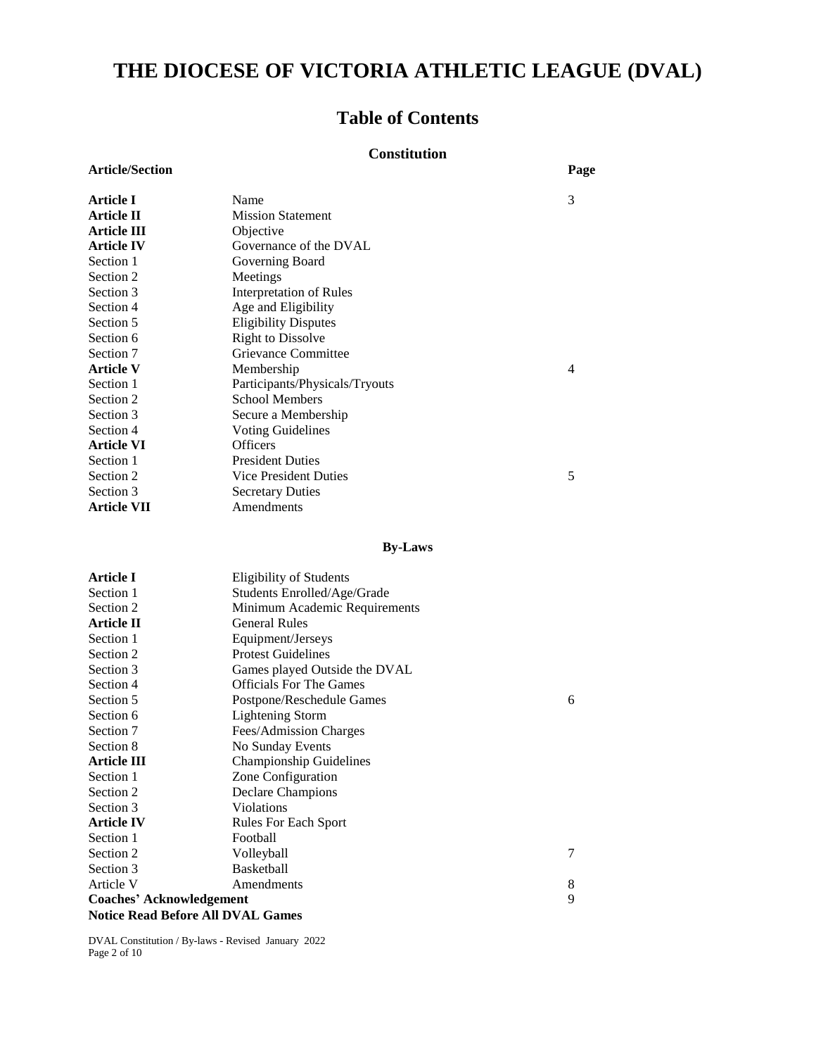# THE DIOCESE OF VICTORIA ATHLETIC LEAGUE (DVAL)

## Table of Contents

### Constitution

| Article/Section | | Page |
|---|---|---|
| **Article I** | Name | 3 |
| **Article II** | Mission Statement | |
| **Article III** | Objective | |
| **Article IV** | Governance of the DVAL | |
| Section 1 | Governing Board | |
| Section 2 | Meetings | |
| Section 3 | Interpretation of Rules | |
| Section 4 | Age and Eligibility | |
| Section 5 | Eligibility Disputes | |
| Section 6 | Right to Dissolve | |
| Section 7 | Grievance Committee | |
| **Article V** | Membership | 4 |
| Section 1 | Participants/Physicals/Tryouts | |
| Section 2 | School Members | |
| Section 3 | Secure a Membership | |
| Section 4 | Voting Guidelines | |
| **Article VI** | Officers | |
| Section 1 | President Duties | |
| Section 2 | Vice President Duties | 5 |
| Section 3 | Secretary Duties | |
| **Article VII** | Amendments | |

### By-Laws

| | | |
|---|---|---|
| **Article I** | Eligibility of Students | |
| Section 1 | Students Enrolled/Age/Grade | |
| Section 2 | Minimum Academic Requirements | |
| **Article II** | General Rules | |
| Section 1 | Equipment/Jerseys | |
| Section 2 | Protest Guidelines | |
| Section 3 | Games played Outside the DVAL | |
| Section 4 | Officials For The Games | |
| Section 5 | Postpone/Reschedule Games | 6 |
| Section 6 | Lightening Storm | |
| Section 7 | Fees/Admission Charges | |
| Section 8 | No Sunday Events | |
| **Article III** | Championship Guidelines | |
| Section 1 | Zone Configuration | |
| Section 2 | Declare Champions | |
| Section 3 | Violations | |
| **Article IV** | Rules For Each Sport | |
| Section 1 | Football | |
| Section 2 | Volleyball | 7 |
| Section 3 | Basketball | |
| Article V | Amendments | 8 |
| **Coaches' Acknowledgement** | | 9 |
| **Notice Read Before All DVAL Games** | | |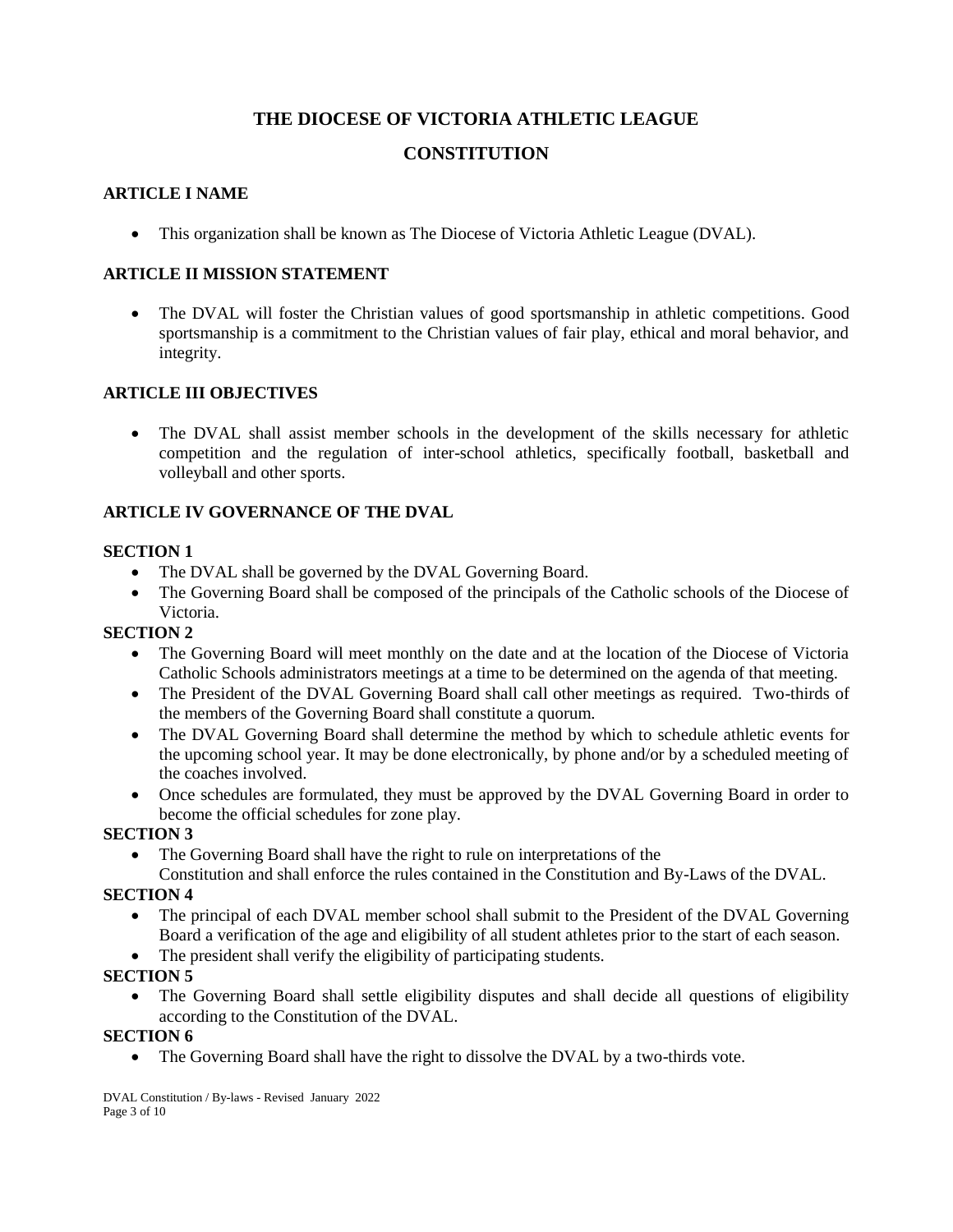# THE DIOCESE OF VICTORIA ATHLETIC LEAGUE

# CONSTITUTION

## ARTICLE I NAME

- This organization shall be known as The Diocese of Victoria Athletic League (DVAL).

## ARTICLE II MISSION STATEMENT

- The DVAL will foster the Christian values of good sportsmanship in athletic competitions. Good sportsmanship is a commitment to the Christian values of fair play, ethical and moral behavior, and integrity.

## ARTICLE III OBJECTIVES

- The DVAL shall assist member schools in the development of the skills necessary for athletic competition and the regulation of inter-school athletics, specifically football, basketball and volleyball and other sports.

## ARTICLE IV GOVERNANCE OF THE DVAL

### SECTION 1

- The DVAL shall be governed by the DVAL Governing Board.
- The Governing Board shall be composed of the principals of the Catholic schools of the Diocese of Victoria.

### SECTION 2

- The Governing Board will meet monthly on the date and at the location of the Diocese of Victoria Catholic Schools administrators meetings at a time to be determined on the agenda of that meeting.
- The President of the DVAL Governing Board shall call other meetings as required. Two-thirds of the members of the Governing Board shall constitute a quorum.
- The DVAL Governing Board shall determine the method by which to schedule athletic events for the upcoming school year. It may be done electronically, by phone and/or by a scheduled meeting of the coaches involved.
- Once schedules are formulated, they must be approved by the DVAL Governing Board in order to become the official schedules for zone play.

### SECTION 3

- The Governing Board shall have the right to rule on interpretations of the Constitution and shall enforce the rules contained in the Constitution and By-Laws of the DVAL.

### SECTION 4

- The principal of each DVAL member school shall submit to the President of the DVAL Governing Board a verification of the age and eligibility of all student athletes prior to the start of each season.
- The president shall verify the eligibility of participating students.

### SECTION 5

- The Governing Board shall settle eligibility disputes and shall decide all questions of eligibility according to the Constitution of the DVAL.

### SECTION 6

- The Governing Board shall have the right to dissolve the DVAL by a two-thirds vote.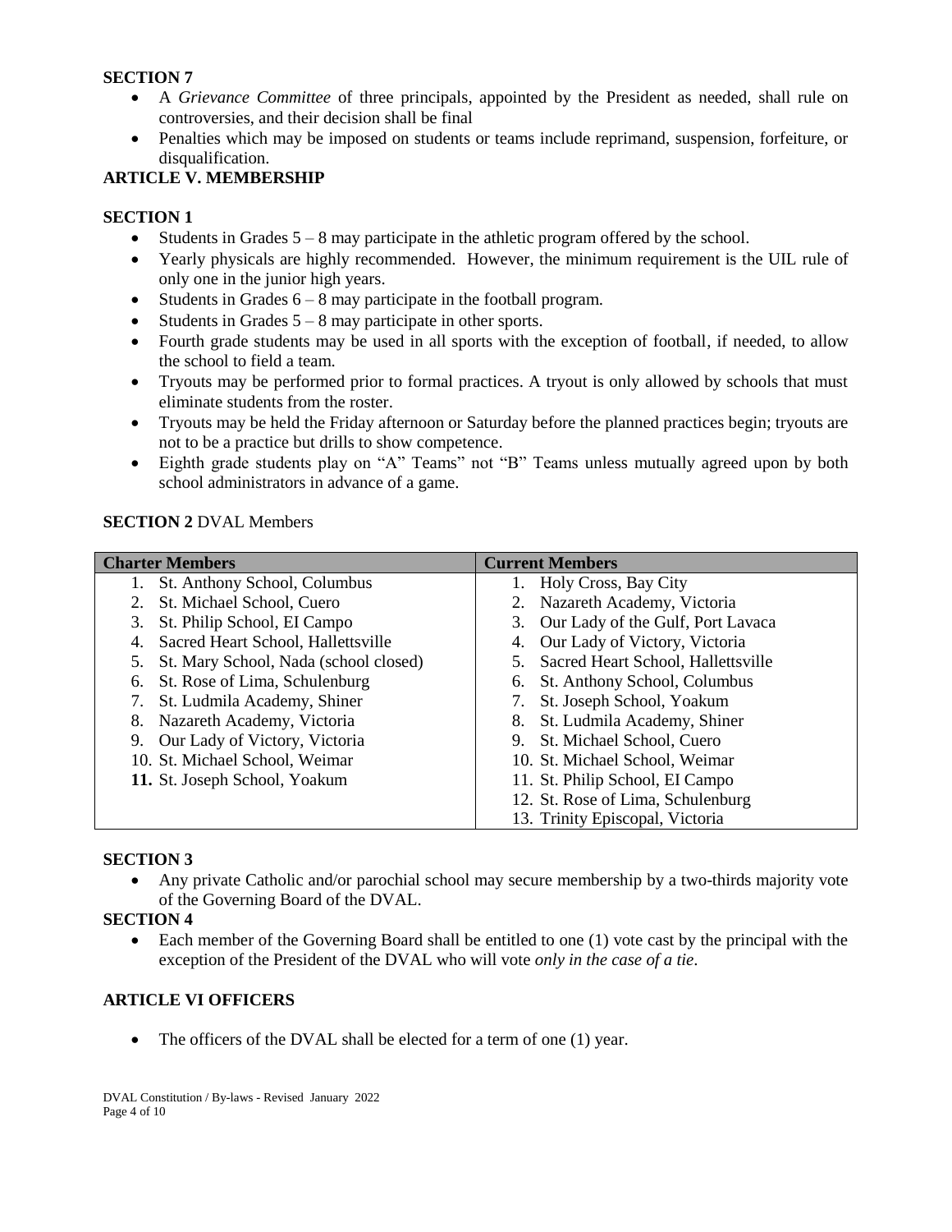**SECTION 7**

- A *Grievance Committee* of three principals, appointed by the President as needed, shall rule on controversies, and their decision shall be final
- Penalties which may be imposed on students or teams include reprimand, suspension, forfeiture, or disqualification.

**ARTICLE V. MEMBERSHIP**

**SECTION 1**

- Students in Grades 5 – 8 may participate in the athletic program offered by the school.
- Yearly physicals are highly recommended. However, the minimum requirement is the UIL rule of only one in the junior high years.
- Students in Grades 6 – 8 may participate in the football program.
- Students in Grades 5 – 8 may participate in other sports.
- Fourth grade students may be used in all sports with the exception of football, if needed, to allow the school to field a team.
- Tryouts may be performed prior to formal practices. A tryout is only allowed by schools that must eliminate students from the roster.
- Tryouts may be held the Friday afternoon or Saturday before the planned practices begin; tryouts are not to be a practice but drills to show competence.
- Eighth grade students play on "A" Teams" not "B" Teams unless mutually agreed upon by both school administrators in advance of a game.

**SECTION 2** DVAL Members

| Charter Members | Current Members |
|---|---|
| 1. St. Anthony School, Columbus | 1. Holy Cross, Bay City |
| 2. St. Michael School, Cuero | 2. Nazareth Academy, Victoria |
| 3. St. Philip School, EI Campo | 3. Our Lady of the Gulf, Port Lavaca |
| 4. Sacred Heart School, Hallettsville | 4. Our Lady of Victory, Victoria |
| 5. St. Mary School, Nada (school closed) | 5. Sacred Heart School, Hallettsville |
| 6. St. Rose of Lima, Schulenburg | 6. St. Anthony School, Columbus |
| 7. St. Ludmila Academy, Shiner | 7. St. Joseph School, Yoakum |
| 8. Nazareth Academy, Victoria | 8. St. Ludmila Academy, Shiner |
| 9. Our Lady of Victory, Victoria | 9. St. Michael School, Cuero |
| 10. St. Michael School, Weimar | 10. St. Michael School, Weimar |
| **11.** St. Joseph School, Yoakum | 11. St. Philip School, EI Campo |
| | 12. St. Rose of Lima, Schulenburg |
| | 13. Trinity Episcopal, Victoria |

**SECTION 3**

- Any private Catholic and/or parochial school may secure membership by a two-thirds majority vote of the Governing Board of the DVAL.

**SECTION 4**

- Each member of the Governing Board shall be entitled to one (1) vote cast by the principal with the exception of the President of the DVAL who will vote *only in the case of a tie*.

**ARTICLE VI OFFICERS**

- The officers of the DVAL shall be elected for a term of one (1) year.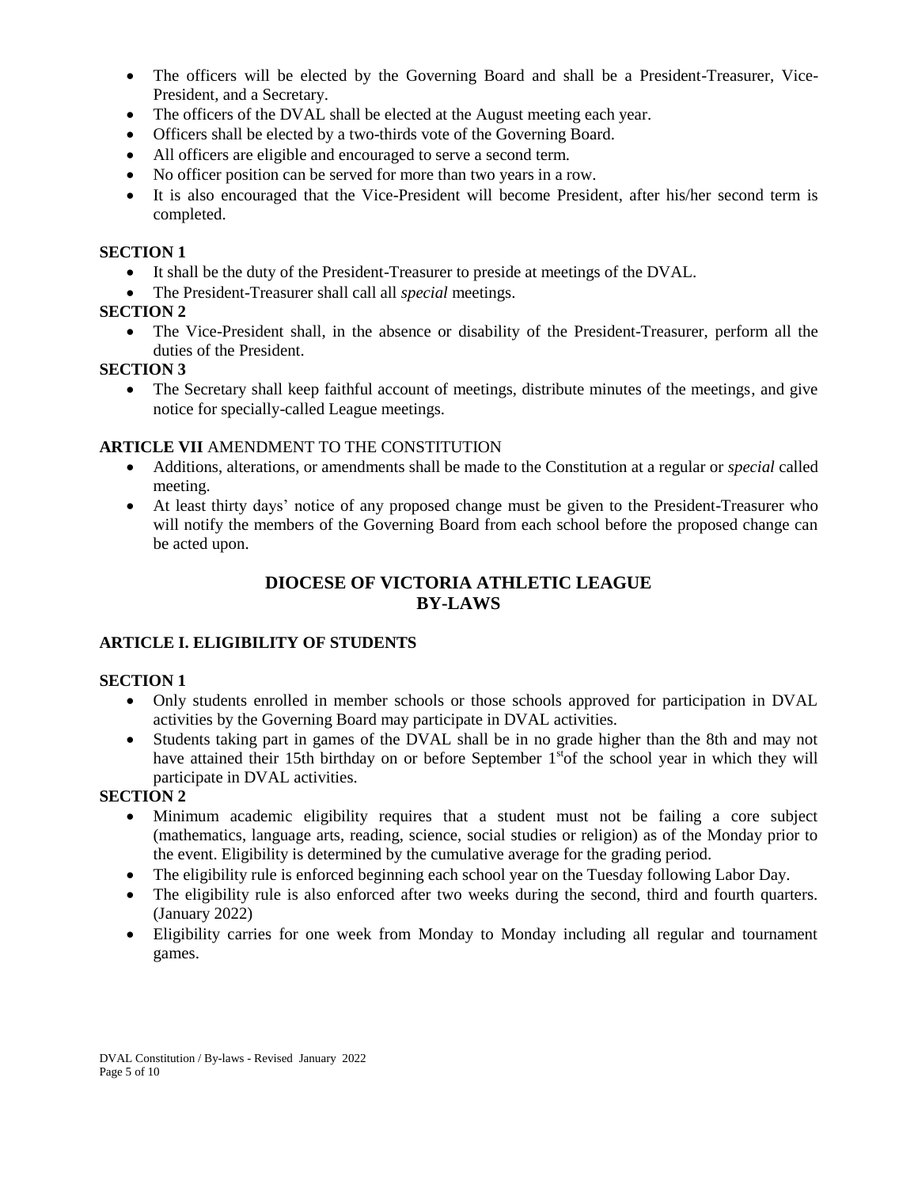- The officers will be elected by the Governing Board and shall be a President-Treasurer, Vice-President, and a Secretary.
- The officers of the DVAL shall be elected at the August meeting each year.
- Officers shall be elected by a two-thirds vote of the Governing Board.
- All officers are eligible and encouraged to serve a second term.
- No officer position can be served for more than two years in a row.
- It is also encouraged that the Vice-President will become President, after his/her second term is completed.

**SECTION 1**

- It shall be the duty of the President-Treasurer to preside at meetings of the DVAL.
- The President-Treasurer shall call all *special* meetings.

**SECTION 2**

- The Vice-President shall, in the absence or disability of the President-Treasurer, perform all the duties of the President.

**SECTION 3**

- The Secretary shall keep faithful account of meetings, distribute minutes of the meetings, and give notice for specially-called League meetings.

**ARTICLE VII** AMENDMENT TO THE CONSTITUTION

- Additions, alterations, or amendments shall be made to the Constitution at a regular or *special* called meeting.
- At least thirty days' notice of any proposed change must be given to the President-Treasurer who will notify the members of the Governing Board from each school before the proposed change can be acted upon.

## DIOCESE OF VICTORIA ATHLETIC LEAGUE BY-LAWS

### ARTICLE I. ELIGIBILITY OF STUDENTS

**SECTION 1**

- Only students enrolled in member schools or those schools approved for participation in DVAL activities by the Governing Board may participate in DVAL activities.
- Students taking part in games of the DVAL shall be in no grade higher than the 8th and may not have attained their 15th birthday on or before September 1st of the school year in which they will participate in DVAL activities.

**SECTION 2**

- Minimum academic eligibility requires that a student must not be failing a core subject (mathematics, language arts, reading, science, social studies or religion) as of the Monday prior to the event. Eligibility is determined by the cumulative average for the grading period.
- The eligibility rule is enforced beginning each school year on the Tuesday following Labor Day.
- The eligibility rule is also enforced after two weeks during the second, third and fourth quarters. (January 2022)
- Eligibility carries for one week from Monday to Monday including all regular and tournament games.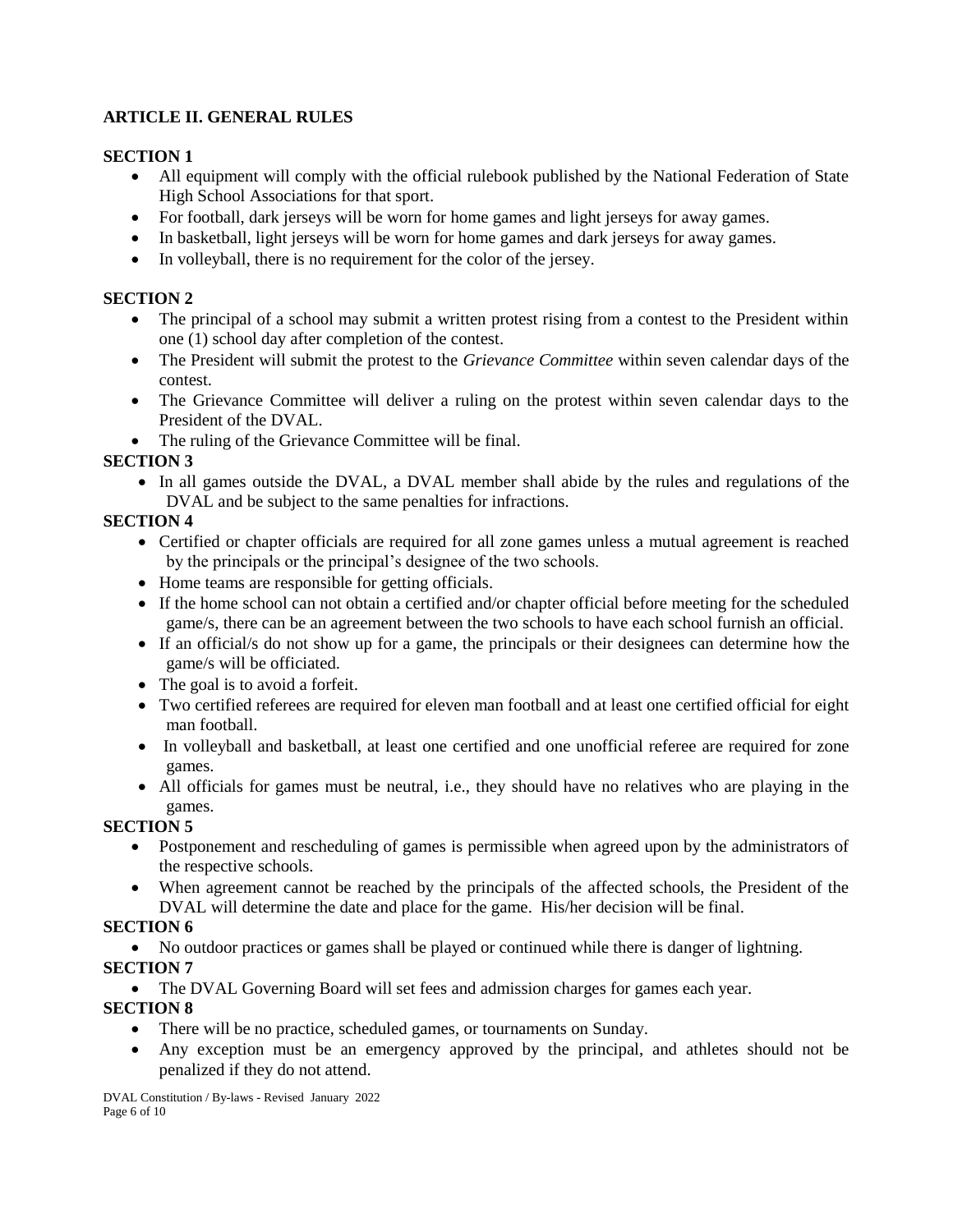## ARTICLE II. GENERAL RULES

### SECTION 1

- All equipment will comply with the official rulebook published by the National Federation of State High School Associations for that sport.
- For football, dark jerseys will be worn for home games and light jerseys for away games.
- In basketball, light jerseys will be worn for home games and dark jerseys for away games.
- In volleyball, there is no requirement for the color of the jersey.

### SECTION 2

- The principal of a school may submit a written protest rising from a contest to the President within one (1) school day after completion of the contest.
- The President will submit the protest to the *Grievance Committee* within seven calendar days of the contest.
- The Grievance Committee will deliver a ruling on the protest within seven calendar days to the President of the DVAL.
- The ruling of the Grievance Committee will be final.

### SECTION 3

- In all games outside the DVAL, a DVAL member shall abide by the rules and regulations of the DVAL and be subject to the same penalties for infractions.

### SECTION 4

- Certified or chapter officials are required for all zone games unless a mutual agreement is reached by the principals or the principal's designee of the two schools.
- Home teams are responsible for getting officials.
- If the home school can not obtain a certified and/or chapter official before meeting for the scheduled game/s, there can be an agreement between the two schools to have each school furnish an official.
- If an official/s do not show up for a game, the principals or their designees can determine how the game/s will be officiated.
- The goal is to avoid a forfeit.
- Two certified referees are required for eleven man football and at least one certified official for eight man football.
- In volleyball and basketball, at least one certified and one unofficial referee are required for zone games.
- All officials for games must be neutral, i.e., they should have no relatives who are playing in the games.

### SECTION 5

- Postponement and rescheduling of games is permissible when agreed upon by the administrators of the respective schools.
- When agreement cannot be reached by the principals of the affected schools, the President of the DVAL will determine the date and place for the game. His/her decision will be final.

### SECTION 6

- No outdoor practices or games shall be played or continued while there is danger of lightning.

### SECTION 7

- The DVAL Governing Board will set fees and admission charges for games each year.

### SECTION 8

- There will be no practice, scheduled games, or tournaments on Sunday.
- Any exception must be an emergency approved by the principal, and athletes should not be penalized if they do not attend.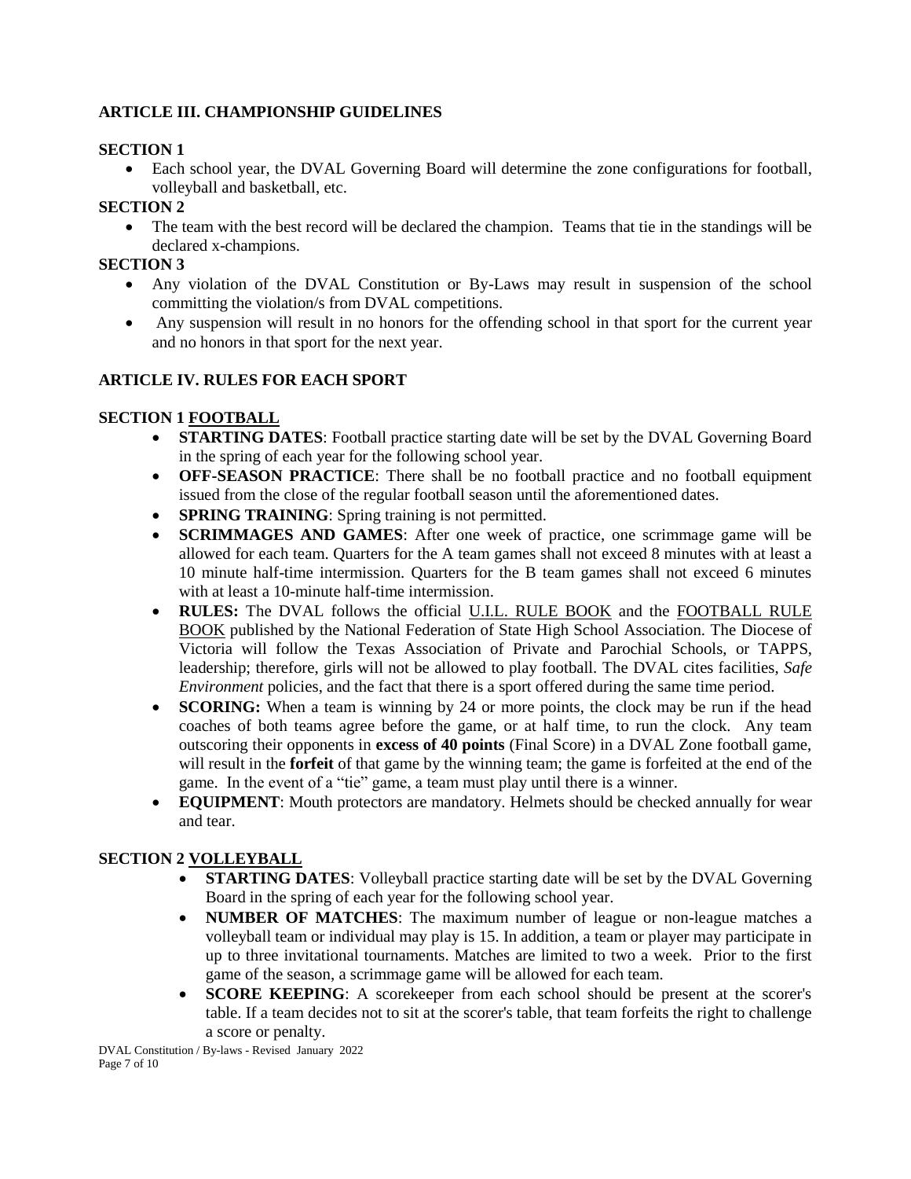## ARTICLE III. CHAMPIONSHIP GUIDELINES

### SECTION 1

- Each school year, the DVAL Governing Board will determine the zone configurations for football, volleyball and basketball, etc.

### SECTION 2

- The team with the best record will be declared the champion. Teams that tie in the standings will be declared x-champions.

### SECTION 3

- Any violation of the DVAL Constitution or By-Laws may result in suspension of the school committing the violation/s from DVAL competitions.
- Any suspension will result in no honors for the offending school in that sport for the current year and no honors in that sport for the next year.

## ARTICLE IV. RULES FOR EACH SPORT

### SECTION 1 FOOTBALL

- **STARTING DATES**: Football practice starting date will be set by the DVAL Governing Board in the spring of each year for the following school year.
- **OFF-SEASON PRACTICE**: There shall be no football practice and no football equipment issued from the close of the regular football season until the aforementioned dates.
- **SPRING TRAINING**: Spring training is not permitted.
- **SCRIMMAGES AND GAMES**: After one week of practice, one scrimmage game will be allowed for each team. Quarters for the A team games shall not exceed 8 minutes with at least a 10 minute half-time intermission. Quarters for the B team games shall not exceed 6 minutes with at least a 10-minute half-time intermission.
- **RULES:** The DVAL follows the official U.I.L. RULE BOOK and the FOOTBALL RULE BOOK published by the National Federation of State High School Association. The Diocese of Victoria will follow the Texas Association of Private and Parochial Schools, or TAPPS, leadership; therefore, girls will not be allowed to play football. The DVAL cites facilities, *Safe Environment* policies, and the fact that there is a sport offered during the same time period.
- **SCORING:** When a team is winning by 24 or more points, the clock may be run if the head coaches of both teams agree before the game, or at half time, to run the clock. Any team outscoring their opponents in **excess of 40 points** (Final Score) in a DVAL Zone football game, will result in the **forfeit** of that game by the winning team; the game is forfeited at the end of the game. In the event of a "tie" game, a team must play until there is a winner.
- **EQUIPMENT**: Mouth protectors are mandatory. Helmets should be checked annually for wear and tear.

### SECTION 2 VOLLEYBALL

- **STARTING DATES**: Volleyball practice starting date will be set by the DVAL Governing Board in the spring of each year for the following school year.
- **NUMBER OF MATCHES**: The maximum number of league or non-league matches a volleyball team or individual may play is 15. In addition, a team or player may participate in up to three invitational tournaments. Matches are limited to two a week. Prior to the first game of the season, a scrimmage game will be allowed for each team.
- **SCORE KEEPING**: A scorekeeper from each school should be present at the scorer's table. If a team decides not to sit at the scorer's table, that team forfeits the right to challenge a score or penalty.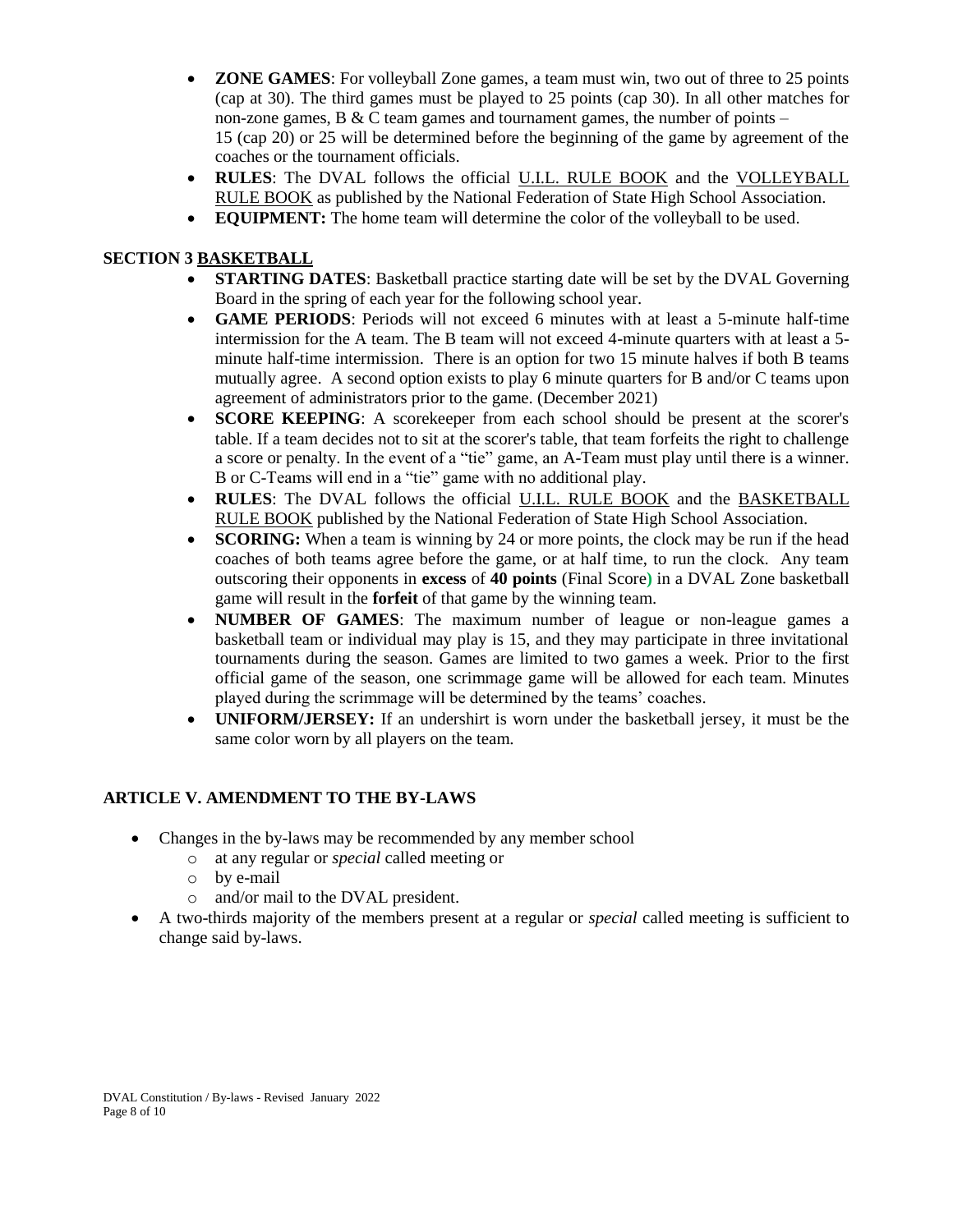- **ZONE GAMES**: For volleyball Zone games, a team must win, two out of three to 25 points (cap at 30). The third games must be played to 25 points (cap 30). In all other matches for non-zone games, B & C team games and tournament games, the number of points – 15 (cap 20) or 25 will be determined before the beginning of the game by agreement of the coaches or the tournament officials.
- **RULES**: The DVAL follows the official U.I.L. RULE BOOK and the VOLLEYBALL RULE BOOK as published by the National Federation of State High School Association.
- **EQUIPMENT:** The home team will determine the color of the volleyball to be used.

### SECTION 3 BASKETBALL

- **STARTING DATES**: Basketball practice starting date will be set by the DVAL Governing Board in the spring of each year for the following school year.
- **GAME PERIODS**: Periods will not exceed 6 minutes with at least a 5-minute half-time intermission for the A team. The B team will not exceed 4-minute quarters with at least a 5-minute half-time intermission. There is an option for two 15 minute halves if both B teams mutually agree. A second option exists to play 6 minute quarters for B and/or C teams upon agreement of administrators prior to the game. (December 2021)
- **SCORE KEEPING**: A scorekeeper from each school should be present at the scorer's table. If a team decides not to sit at the scorer's table, that team forfeits the right to challenge a score or penalty. In the event of a "tie" game, an A-Team must play until there is a winner. B or C-Teams will end in a "tie" game with no additional play.
- **RULES**: The DVAL follows the official U.I.L. RULE BOOK and the BASKETBALL RULE BOOK published by the National Federation of State High School Association.
- **SCORING:** When a team is winning by 24 or more points, the clock may be run if the head coaches of both teams agree before the game, or at half time, to run the clock. Any team outscoring their opponents in **excess** of **40 points** (Final Score) in a DVAL Zone basketball game will result in the **forfeit** of that game by the winning team.
- **NUMBER OF GAMES**: The maximum number of league or non-league games a basketball team or individual may play is 15, and they may participate in three invitational tournaments during the season. Games are limited to two games a week. Prior to the first official game of the season, one scrimmage game will be allowed for each team. Minutes played during the scrimmage will be determined by the teams' coaches.
- **UNIFORM/JERSEY:** If an undershirt is worn under the basketball jersey, it must be the same color worn by all players on the team.

## ARTICLE V. AMENDMENT TO THE BY-LAWS

- Changes in the by-laws may be recommended by any member school
  - at any regular or *special* called meeting or
  - by e-mail
  - and/or mail to the DVAL president.
- A two-thirds majority of the members present at a regular or *special* called meeting is sufficient to change said by-laws.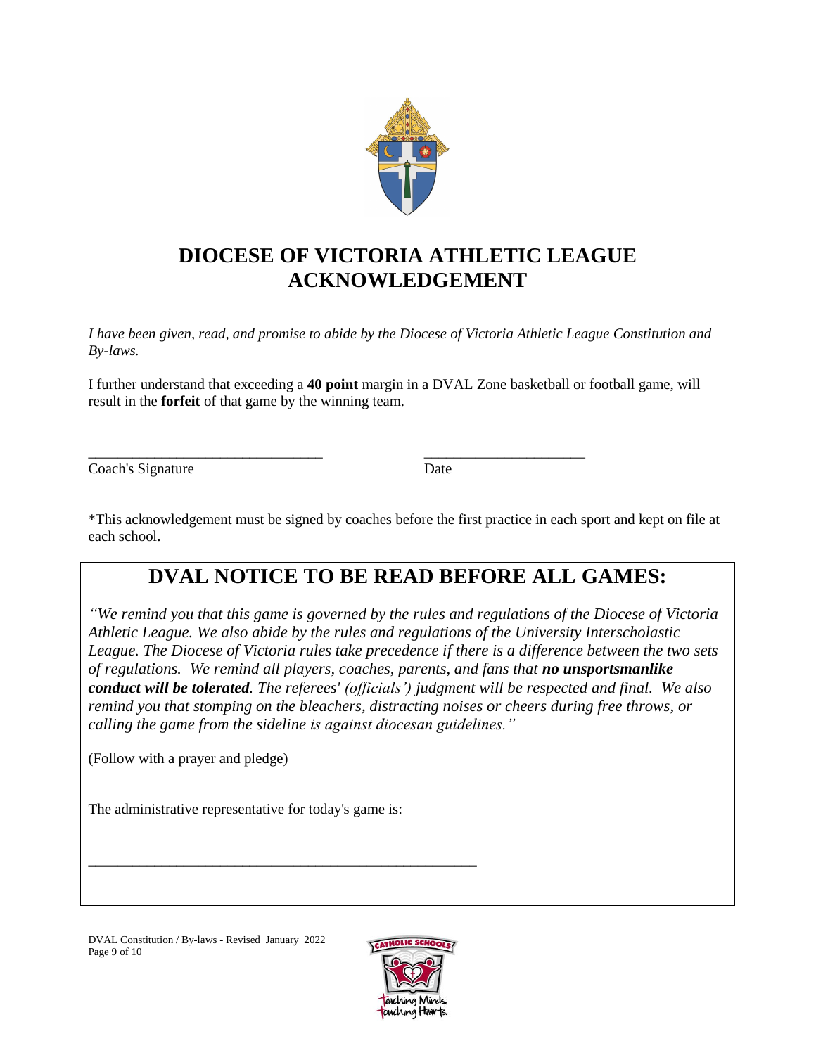# DIOCESE OF VICTORIA ATHLETIC LEAGUE ACKNOWLEDGEMENT

*I have been given, read, and promise to abide by the Diocese of Victoria Athletic League Constitution and By-laws.*

I further understand that exceeding a **40 point** margin in a DVAL Zone basketball or football game, will result in the **forfeit** of that game by the winning team.

________________________________ ______________________

Coach's Signature Date

*This acknowledgement must be signed by coaches before the first practice in each sport and kept on file at each school.

## DVAL NOTICE TO BE READ BEFORE ALL GAMES:

*"We remind you that this game is governed by the rules and regulations of the Diocese of Victoria Athletic League. We also abide by the rules and regulations of the University Interscholastic League. The Diocese of Victoria rules take precedence if there is a difference between the two sets of regulations. We remind all players, coaches, parents, and fans that **no unsportsmanlike conduct will be tolerated**. The referees' (officials') judgment will be respected and final. We also remind you that stomping on the bleachers, distracting noises or cheers during free throws, or calling the game from the sideline is against diocesan guidelines."*

(Follow with a prayer and pledge)

The administrative representative for today's game is:

______________________________________________________